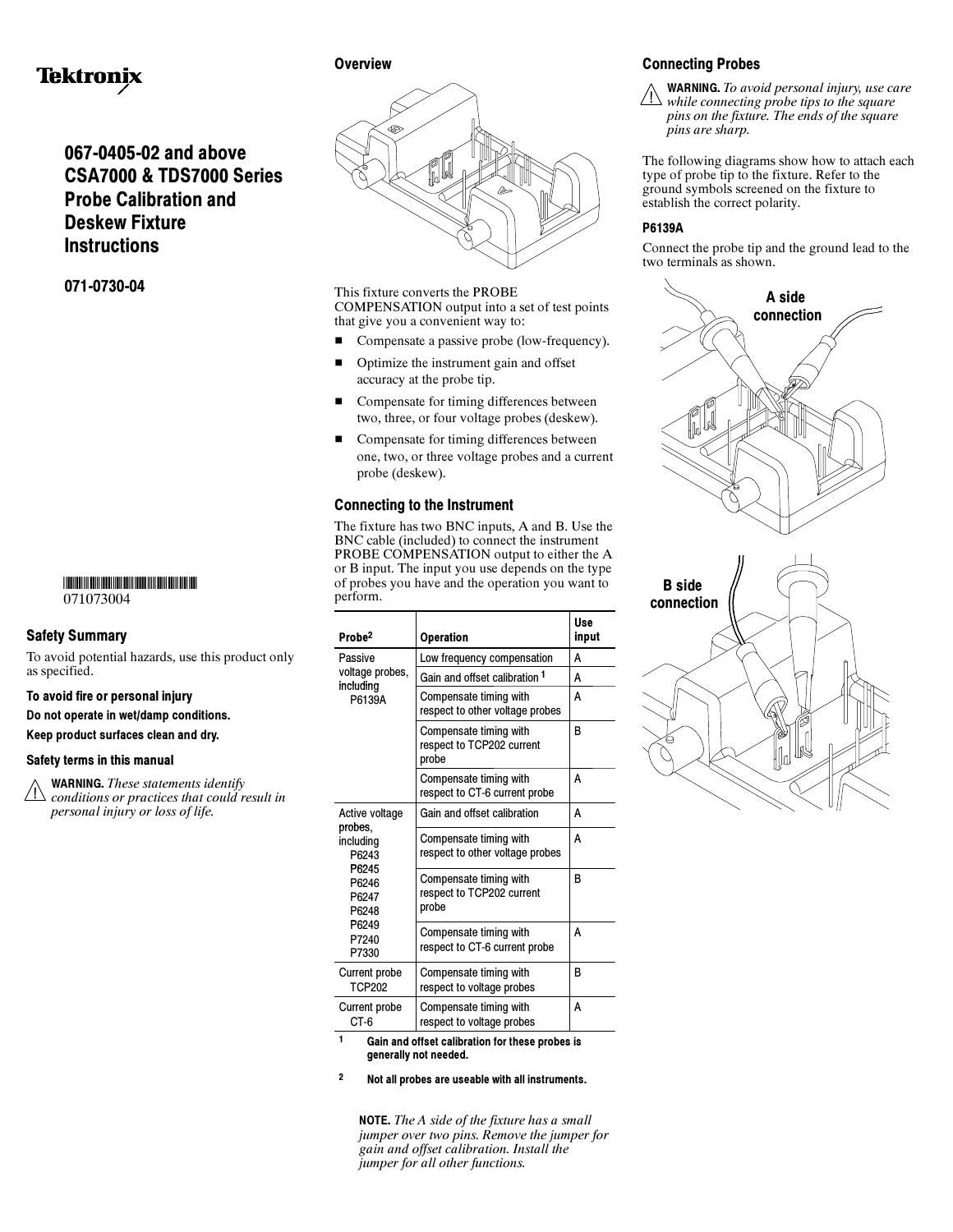Tektronix

# 067-0405-02 and above CSA7000 & TDS7000 Series Probe Calibration and Deskew Fixture Instructions

**071-0730-04**

071073004

## Safety Summary

To avoid potential hazards, use this product only as specified.

### To avoid fire or personal injury

**Do not operate in wet/damp conditions.**

**Keep product surfaces clean and dry.**

### Safety terms in this manual

**WARNING.** *These statements identify conditions or practices that could result in personal injury or loss of life.*

## Overview

This fixture converts the PROBE COMPENSATION output into a set of test points that give you a convenient way to:

- Compensate a passive probe (low-frequency).
- Optimize the instrument gain and offset accuracy at the probe tip.
- Compensate for timing differences between two, three, or four voltage probes (deskew).
- Compensate for timing differences between one, two, or three voltage probes and a current probe (deskew).

## Connecting to the Instrument

The fixture has two BNC inputs, A and B. Use the BNC cable (included) to connect the instrument PROBE COMPENSATION output to either the A or B input. The input you use depends on the type of probes you have and the operation you want to perform.

| Probe[2] | Operation | Use input |
|---|---|---|
| Passive voltage probes, including P6139A | Low frequency compensation | A |
| | Gain and offset calibration [1] | A |
| | Compensate timing with respect to other voltage probes | A |
| | Compensate timing with respect to TCP202 current probe | B |
| | Compensate timing with respect to CT-6 current probe | A |
| Active voltage probes, including P6243 P6245 P6246 P6247 P6248 P6249 P7240 P7330 | Gain and offset calibration | A |
| | Compensate timing with respect to other voltage probes | A |
| | Compensate timing with respect to TCP202 current probe | B |
| | Compensate timing with respect to CT-6 current probe | A |
| Current probe TCP202 | Compensate timing with respect to voltage probes | B |
| Current probe CT-6 | Compensate timing with respect to voltage probes | A |

[1] **Gain and offset calibration for these probes is generally not needed.**

[2] **Not all probes are useable with all instruments.**

**NOTE.** *The A side of the fixture has a small jumper over two pins. Remove the jumper for gain and offset calibration. Install the jumper for all other functions.*

## Connecting Probes

**WARNING.** *To avoid personal injury, use care while connecting probe tips to the square pins on the fixture. The ends of the square pins are sharp.*

The following diagrams show how to attach each type of probe tip to the fixture. Refer to the ground symbols screened on the fixture to establish the correct polarity.

### P6139A

Connect the probe tip and the ground lead to the two terminals as shown.

A side connection

B side connection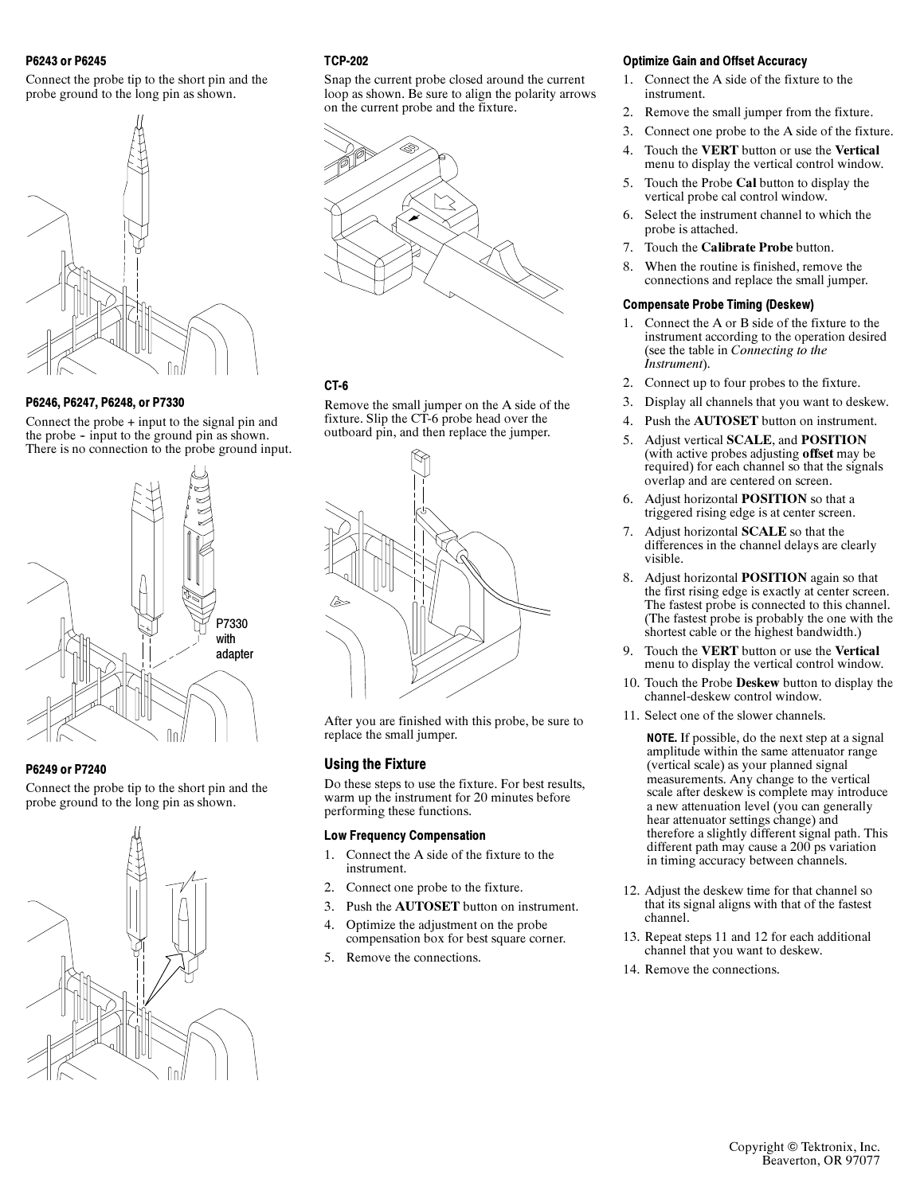### P6243 or P6245

Connect the probe tip to the short pin and the probe ground to the long pin as shown.

### P6246, P6247, P6248, or P7330

Connect the probe + input to the signal pin and the probe - input to the ground pin as shown. There is no connection to the probe ground input.

P7330 with adapter

### P6249 or P7240

Connect the probe tip to the short pin and the probe ground to the long pin as shown.

### TCP-202

Snap the current probe closed around the current loop as shown. Be sure to align the polarity arrows on the current probe and the fixture.

### CT-6

Remove the small jumper on the A side of the fixture. Slip the CT-6 probe head over the outboard pin, and then replace the jumper.

After you are finished with this probe, be sure to replace the small jumper.

## Using the Fixture

Do these steps to use the fixture. For best results, warm up the instrument for 20 minutes before performing these functions.

### Low Frequency Compensation

1. Connect the A side of the fixture to the instrument.
2. Connect one probe to the fixture.
3. Push the **AUTOSET** button on instrument.
4. Optimize the adjustment on the probe compensation box for best square corner.
5. Remove the connections.

### Optimize Gain and Offset Accuracy

1. Connect the A side of the fixture to the instrument.
2. Remove the small jumper from the fixture.
3. Connect one probe to the A side of the fixture.
4. Touch the **VERT** button or use the **Vertical** menu to display the vertical control window.
5. Touch the Probe **Cal** button to display the vertical probe cal control window.
6. Select the instrument channel to which the probe is attached.
7. Touch the **Calibrate Probe** button.
8. When the routine is finished, remove the connections and replace the small jumper.

### Compensate Probe Timing (Deskew)

1. Connect the A or B side of the fixture to the instrument according to the operation desired (see the table in *Connecting to the Instrument*).
2. Connect up to four probes to the fixture.
3. Display all channels that you want to deskew.
4. Push the **AUTOSET** button on instrument.
5. Adjust vertical **SCALE**, and **POSITION** (with active probes adjusting **offset** may be required) for each channel so that the signals overlap and are centered on screen.
6. Adjust horizontal **POSITION** so that a triggered rising edge is at center screen.
7. Adjust horizontal **SCALE** so that the differences in the channel delays are clearly visible.
8. Adjust horizontal **POSITION** again so that the first rising edge is exactly at center screen. The fastest probe is connected to this channel. (The fastest probe is probably the one with the shortest cable or the highest bandwidth.)
9. Touch the **VERT** button or use the **Vertical** menu to display the vertical control window.
10. Touch the Probe **Deskew** button to display the channel-deskew control window.
11. Select one of the slower channels.

    **NOTE.** If possible, do the next step at a signal amplitude within the same attenuator range (vertical scale) as your planned signal measurements. Any change to the vertical scale after deskew is complete may introduce a new attenuation level (you can generally hear attenuator settings change) and therefore a slightly different signal path. This different path may cause a 200 ps variation in timing accuracy between channels.

12. Adjust the deskew time for that channel so that its signal aligns with that of the fastest channel.
13. Repeat steps 11 and 12 for each additional channel that you want to deskew.
14. Remove the connections.

Copyright © Tektronix, Inc.
Beaverton, OR 97077